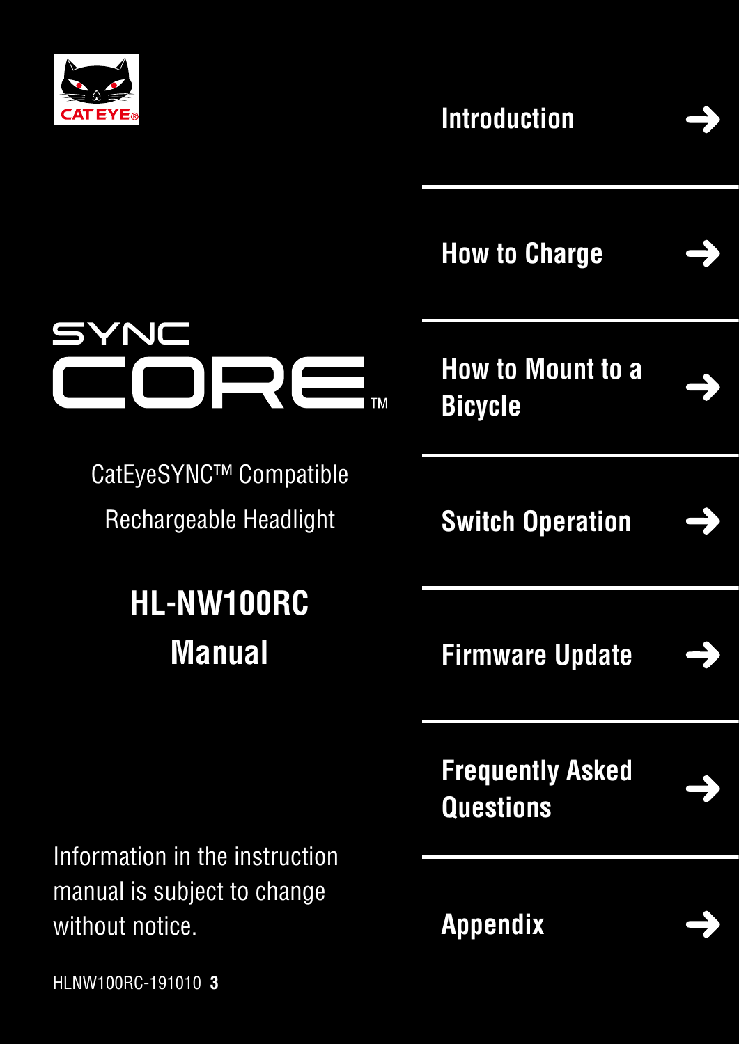CAT EYE

# SYNC CORE™

CatEyeSYNC™ Compatible Rechargeable Headlight

## HL-NW100RC Manual

Information in the instruction manual is subject to change without notice.

HLNW100RC-191010 **3**

- Introduction →
- How to Charge →
- How to Mount to a Bicycle →
- Switch Operation →
- Firmware Update →
- Frequently Asked Questions →
- Appendix →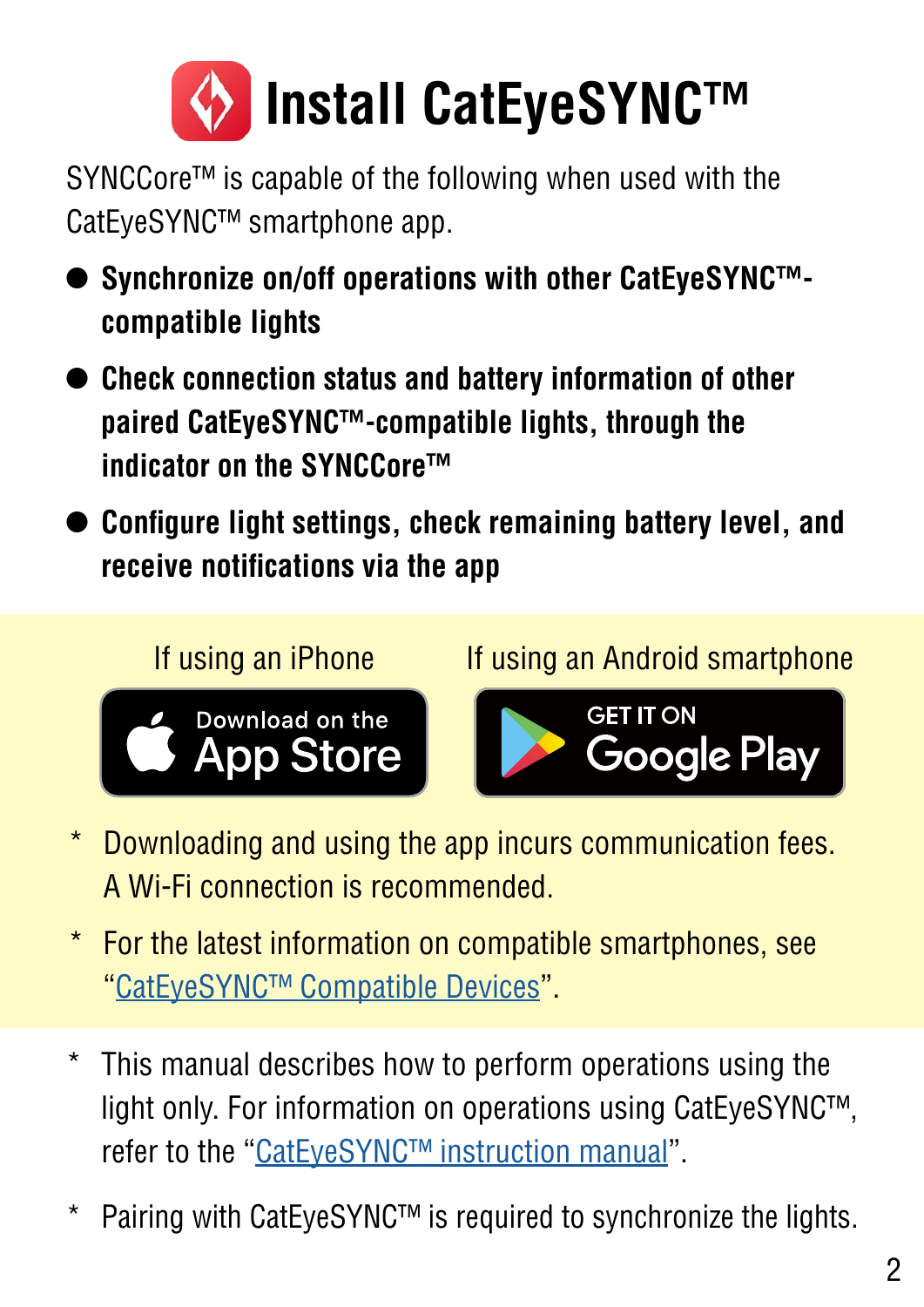# Install CatEyeSYNC™

SYNCCore™ is capable of the following when used with the CatEyeSYNC™ smartphone app.

- **Synchronize on/off operations with other CatEyeSYNC™-compatible lights**
- **Check connection status and battery information of other paired CatEyeSYNC™-compatible lights, through the indicator on the SYNCCore™**
- **Configure light settings, check remaining battery level, and receive notifications via the app**

| If using an iPhone | If using an Android smartphone |
|---|---|
| Download on the App Store | GET IT ON Google Play |

\* Downloading and using the app incurs communication fees. A Wi-Fi connection is recommended.

\* For the latest information on compatible smartphones, see "CatEyeSYNC™ Compatible Devices".

\* This manual describes how to perform operations using the light only. For information on operations using CatEyeSYNC™, refer to the "CatEyeSYNC™ instruction manual".

\* Pairing with CatEyeSYNC™ is required to synchronize the lights.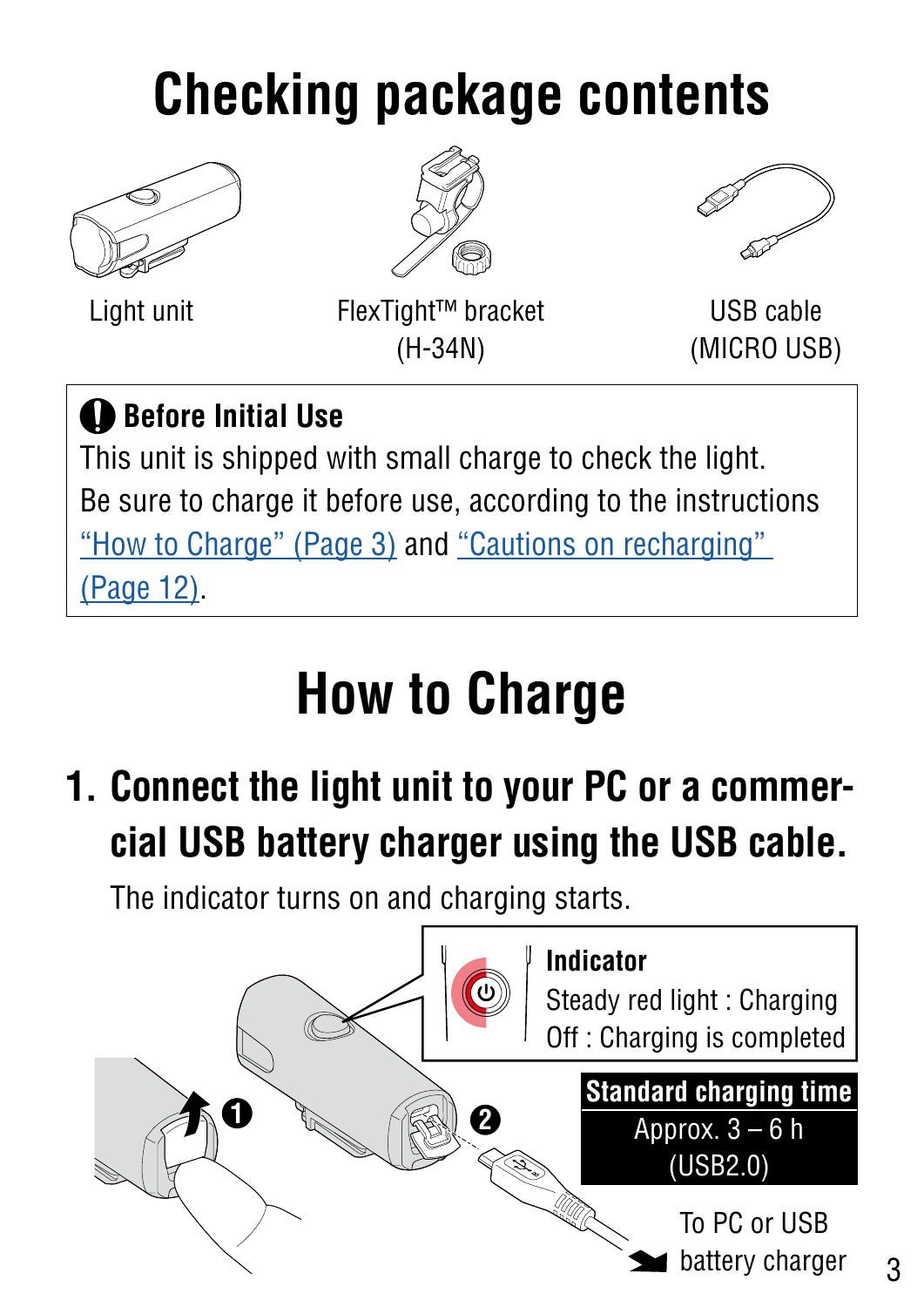# Checking package contents

Light unit

FlexTight™ bracket (H-34N)

USB cable (MICRO USB)

> **Before Initial Use**
> This unit is shipped with small charge to check the light.
> Be sure to charge it before use, according to the instructions "How to Charge" (Page 3) and "Cautions on recharging" (Page 12).

# How to Charge

## 1. Connect the light unit to your PC or a commercial USB battery charger using the USB cable.

The indicator turns on and charging starts.

**Indicator**
Steady red light : Charging
Off : Charging is completed

**Standard charging time**
Approx. 3 – 6 h
(USB2.0)

To PC or USB battery charger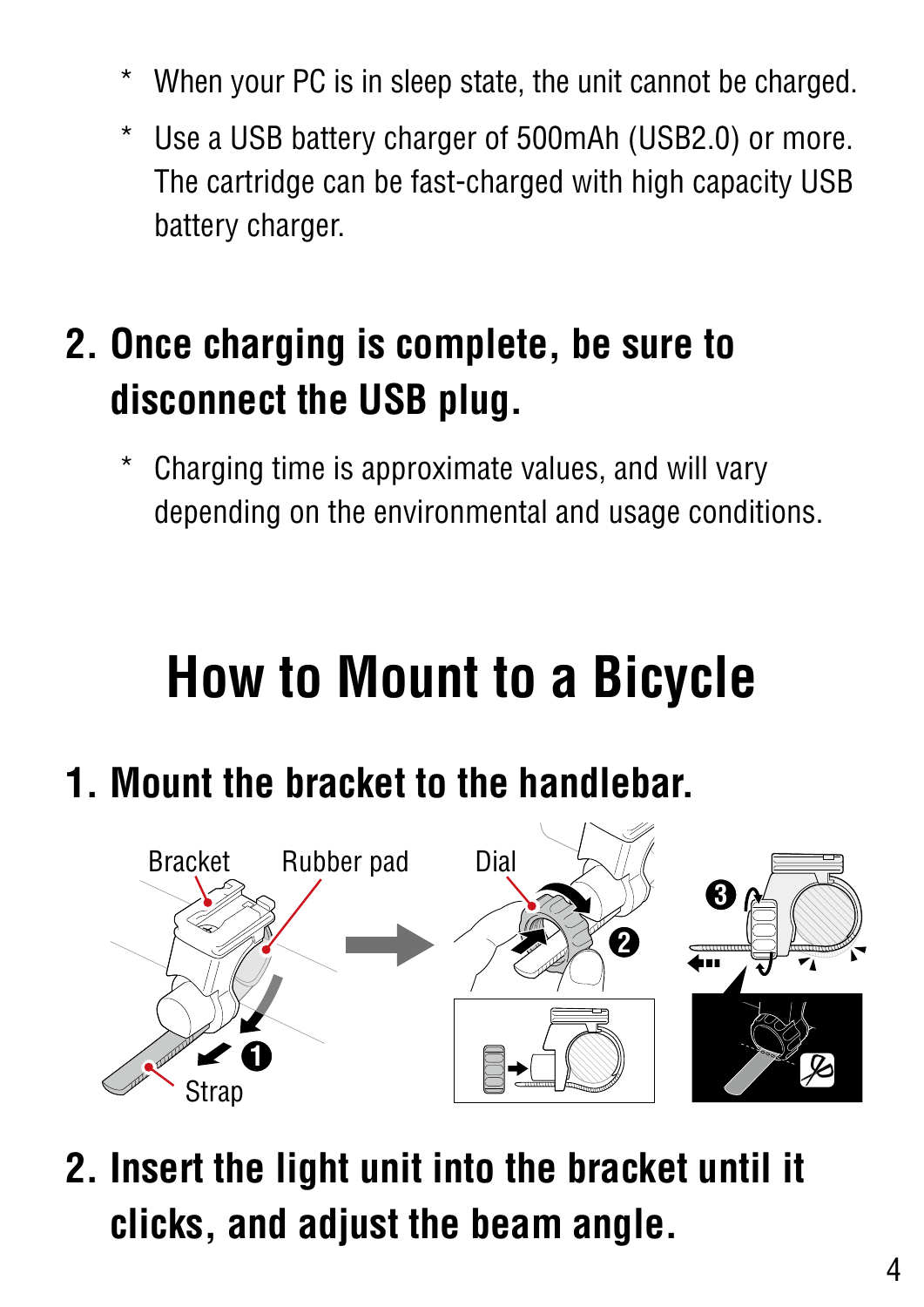* When your PC is in sleep state, the unit cannot be charged.

* Use a USB battery charger of 500mAh (USB2.0) or more. The cartridge can be fast-charged with high capacity USB battery charger.

## 2. Once charging is complete, be sure to disconnect the USB plug.

* Charging time is approximate values, and will vary depending on the environmental and usage conditions.

# How to Mount to a Bicycle

## 1. Mount the bracket to the handlebar.

Bracket Rubber pad Dial Strap

## 2. Insert the light unit into the bracket until it clicks, and adjust the beam angle.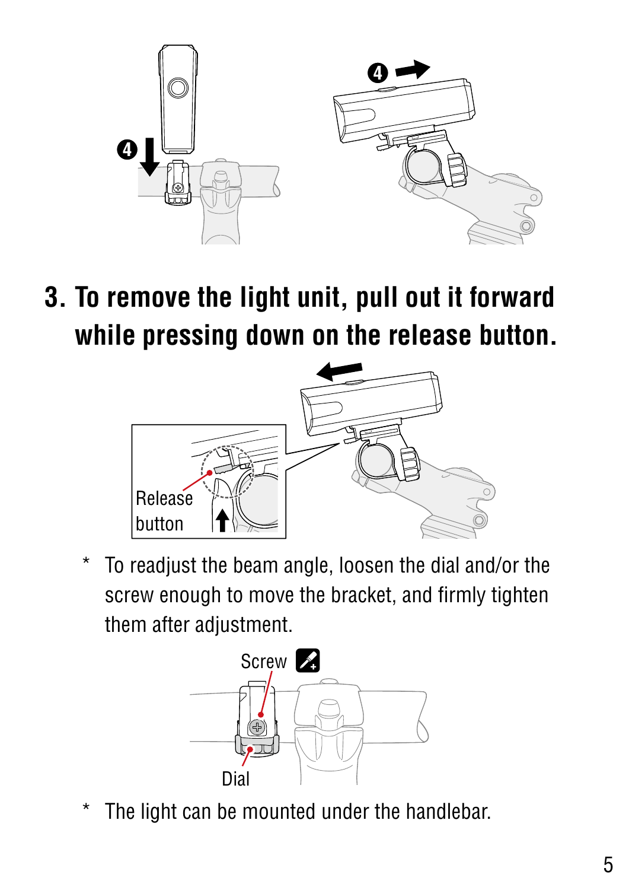## 3. To remove the light unit, pull out it forward while pressing down on the release button.

\* To readjust the beam angle, loosen the dial and/or the screw enough to move the bracket, and firmly tighten them after adjustment.

\* The light can be mounted under the handlebar.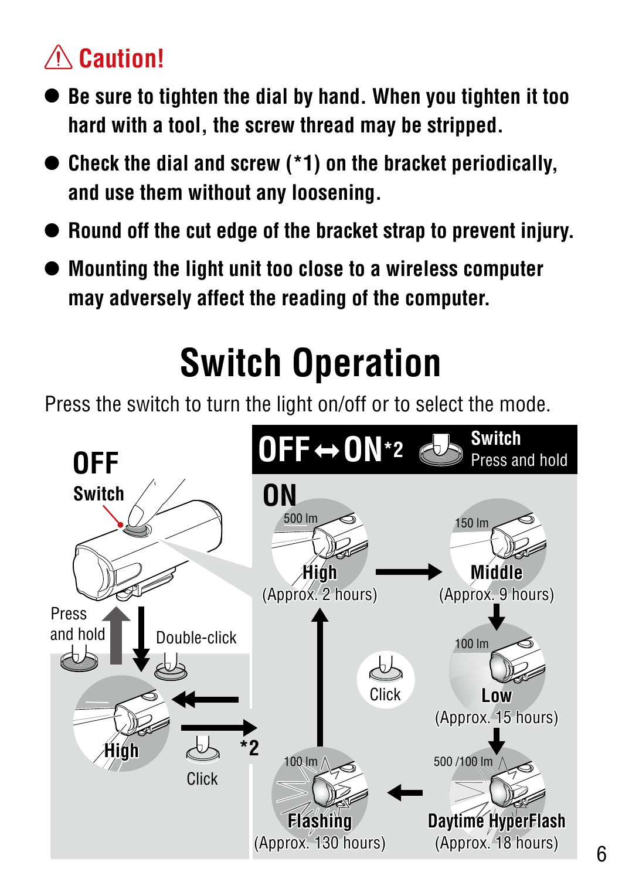## ⚠ Caution!

- Be sure to tighten the dial by hand. When you tighten it too hard with a tool, the screw thread may be stripped.
- Check the dial and screw (*1) on the bracket periodically, and use them without any loosening.
- Round off the cut edge of the bracket strap to prevent injury.
- Mounting the light unit too close to a wireless computer may adversely affect the reading of the computer.

# Switch Operation

Press the switch to turn the light on/off or to select the mode.

**OFF**

**Switch**

Press and hold

Double-click

**High**

Click

*2

**OFF ↔ ON*2** — **Switch** Press and hold

**ON**

500 lm **High** (Approx. 2 hours)

150 lm **Middle** (Approx. 9 hours)

100 lm **Low** (Approx. 15 hours)

500 /100 lm **Daytime HyperFlash** (Approx. 18 hours)

100 lm **Flashing** (Approx. 130 hours)

Click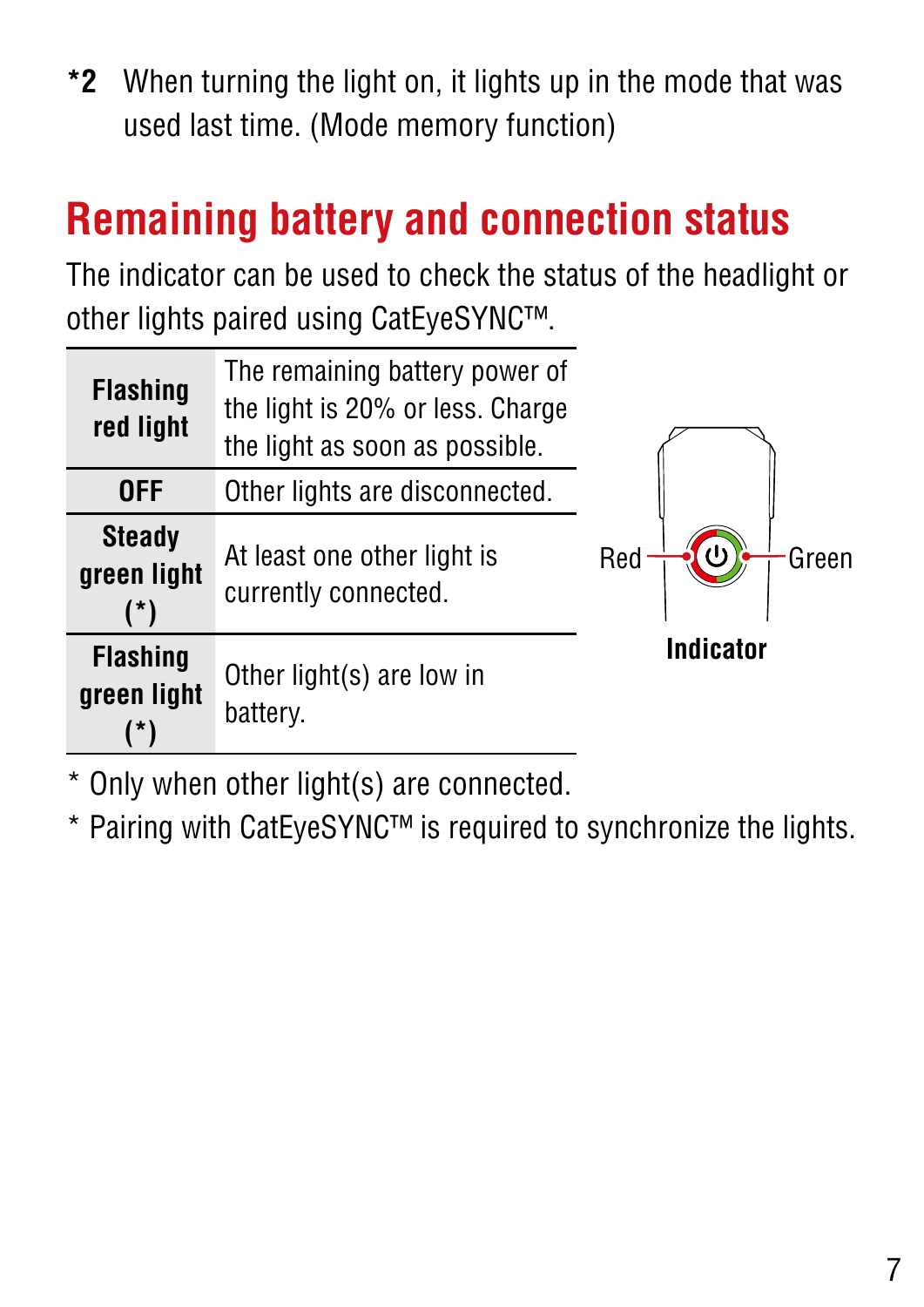**\*2** When turning the light on, it lights up in the mode that was used last time. (Mode memory function)

## Remaining battery and connection status

The indicator can be used to check the status of the headlight or other lights paired using CatEyeSYNC™.

| | |
|---|---|
| **Flashing red light** | The remaining battery power of the light is 20% or less. Charge the light as soon as possible. |
| **OFF** | Other lights are disconnected. |
| **Steady green light (\*)** | At least one other light is currently connected. |
| **Flashing green light (\*)** | Other light(s) are low in battery. |

Red Green

**Indicator**

\* Only when other light(s) are connected.

\* Pairing with CatEyeSYNC™ is required to synchronize the lights.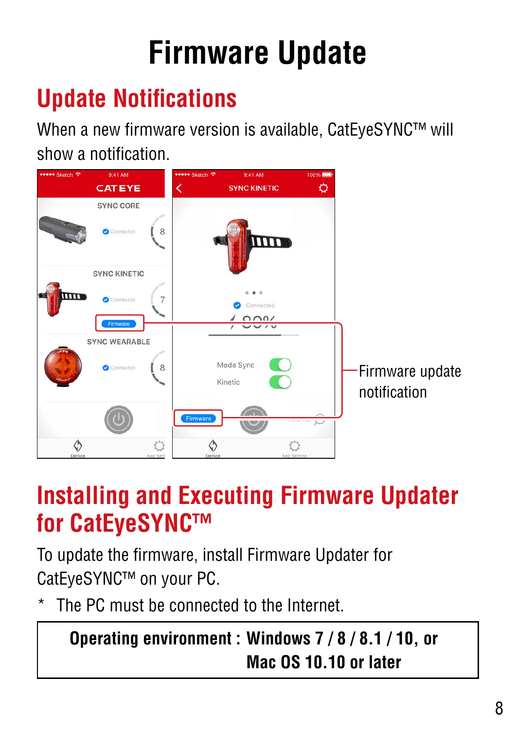# Firmware Update

## Update Notifications

When a new firmware version is available, CatEyeSYNC™ will show a notification.

Firmware update notification

## Installing and Executing Firmware Updater for CatEyeSYNC™

To update the firmware, install Firmware Updater for CatEyeSYNC™ on your PC.

\* The PC must be connected to the Internet.

| **Operating environment : Windows 7 / 8 / 8.1 / 10, or Mac OS 10.10 or later** |
|---|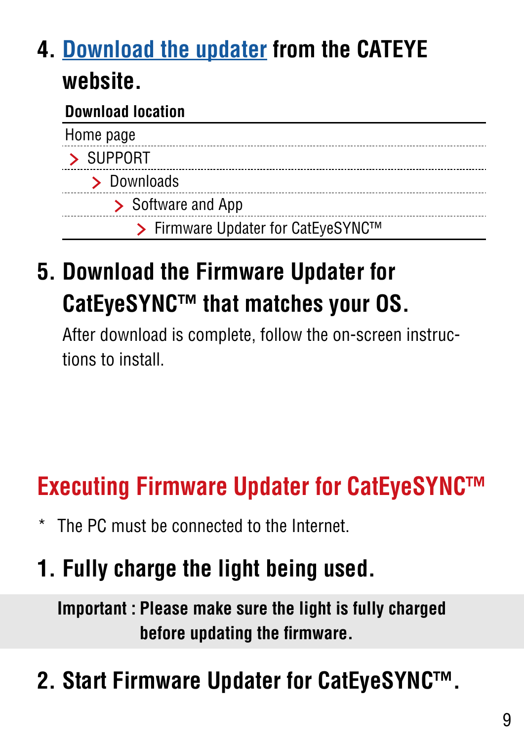### 4. Download the updater from the CATEYE website.

| Download location |
|---|
| Home page |
| > SUPPORT |
| > Downloads |
| > Software and App |
| > Firmware Updater for CatEyeSYNC™ |

### 5. Download the Firmware Updater for CatEyeSYNC™ that matches your OS.

After download is complete, follow the on-screen instructions to install.

## Executing Firmware Updater for CatEyeSYNC™

* The PC must be connected to the Internet.

### 1. Fully charge the light being used.

**Important : Please make sure the light is fully charged before updating the firmware.**

### 2. Start Firmware Updater for CatEyeSYNC™.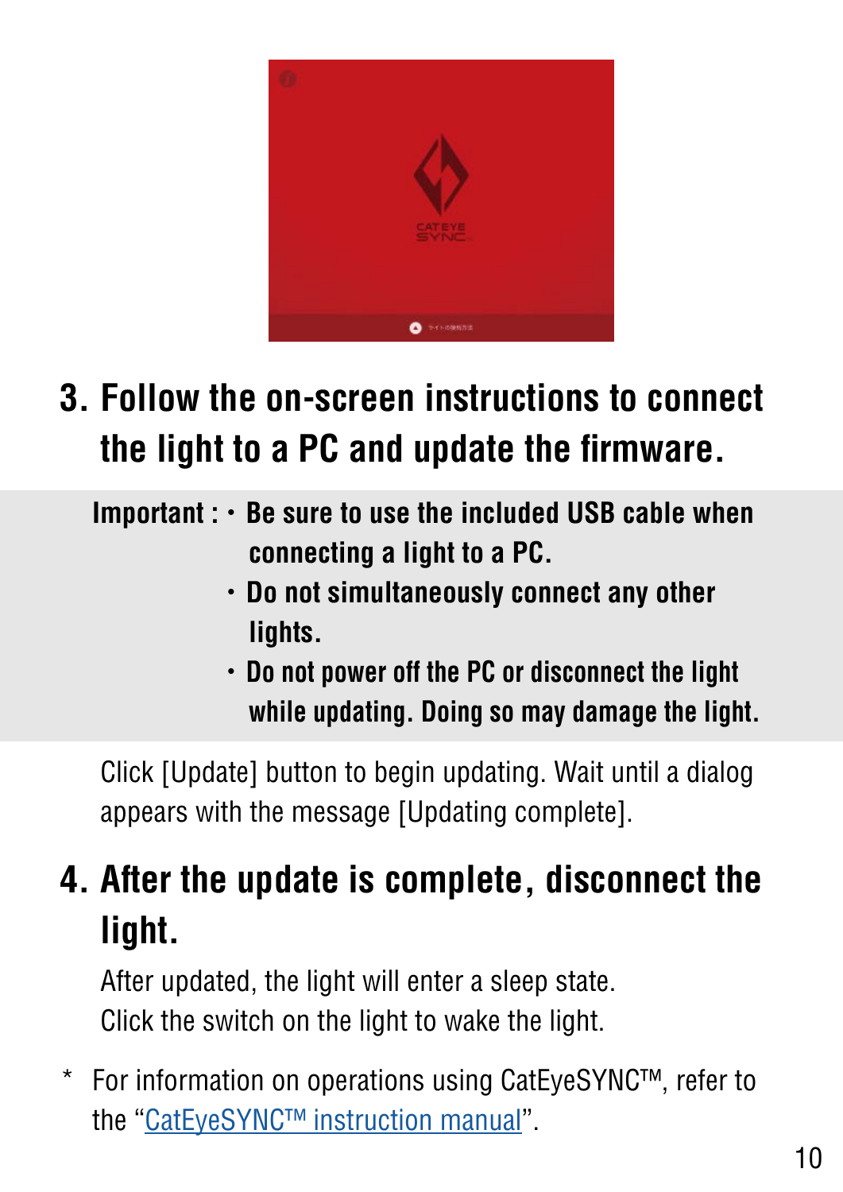## 3. Follow the on-screen instructions to connect the light to a PC and update the firmware.

**Important :**
- **Be sure to use the included USB cable when connecting a light to a PC.**
- **Do not simultaneously connect any other lights.**
- **Do not power off the PC or disconnect the light while updating. Doing so may damage the light.**

Click [Update] button to begin updating. Wait until a dialog appears with the message [Updating complete].

## 4. After the update is complete, disconnect the light.

After updated, the light will enter a sleep state.
Click the switch on the light to wake the light.

\* For information on operations using CatEyeSYNC™, refer to the "CatEyeSYNC™ instruction manual".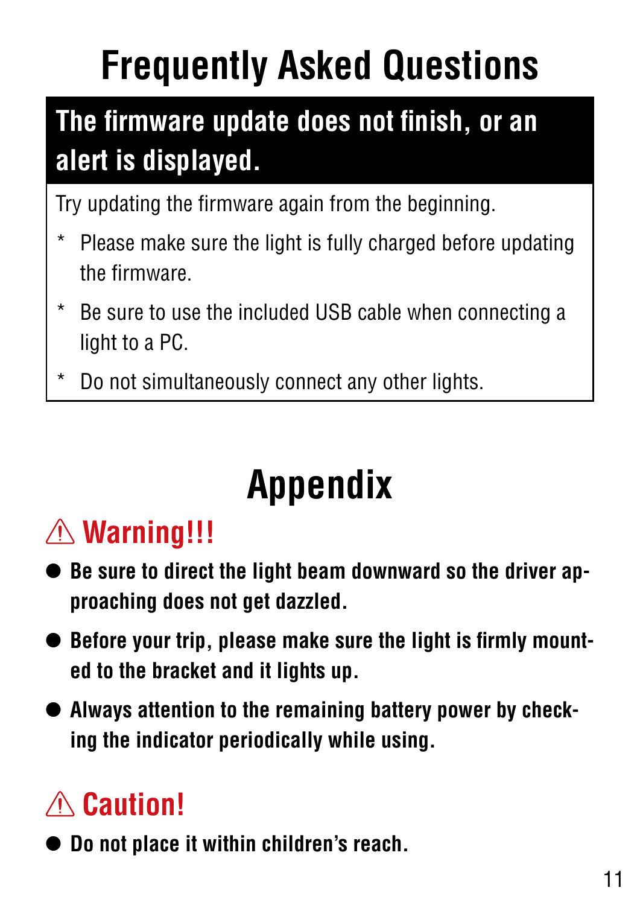# Frequently Asked Questions

## The firmware update does not finish, or an alert is displayed.

Try updating the firmware again from the beginning.

\* Please make sure the light is fully charged before updating the firmware.

\* Be sure to use the included USB cable when connecting a light to a PC.

\* Do not simultaneously connect any other lights.

# Appendix

## ⚠ Warning!!!

- **Be sure to direct the light beam downward so the driver approaching does not get dazzled.**
- **Before your trip, please make sure the light is firmly mounted to the bracket and it lights up.**
- **Always attention to the remaining battery power by checking the indicator periodically while using.**

## ⚠ Caution!

- **Do not place it within children's reach.**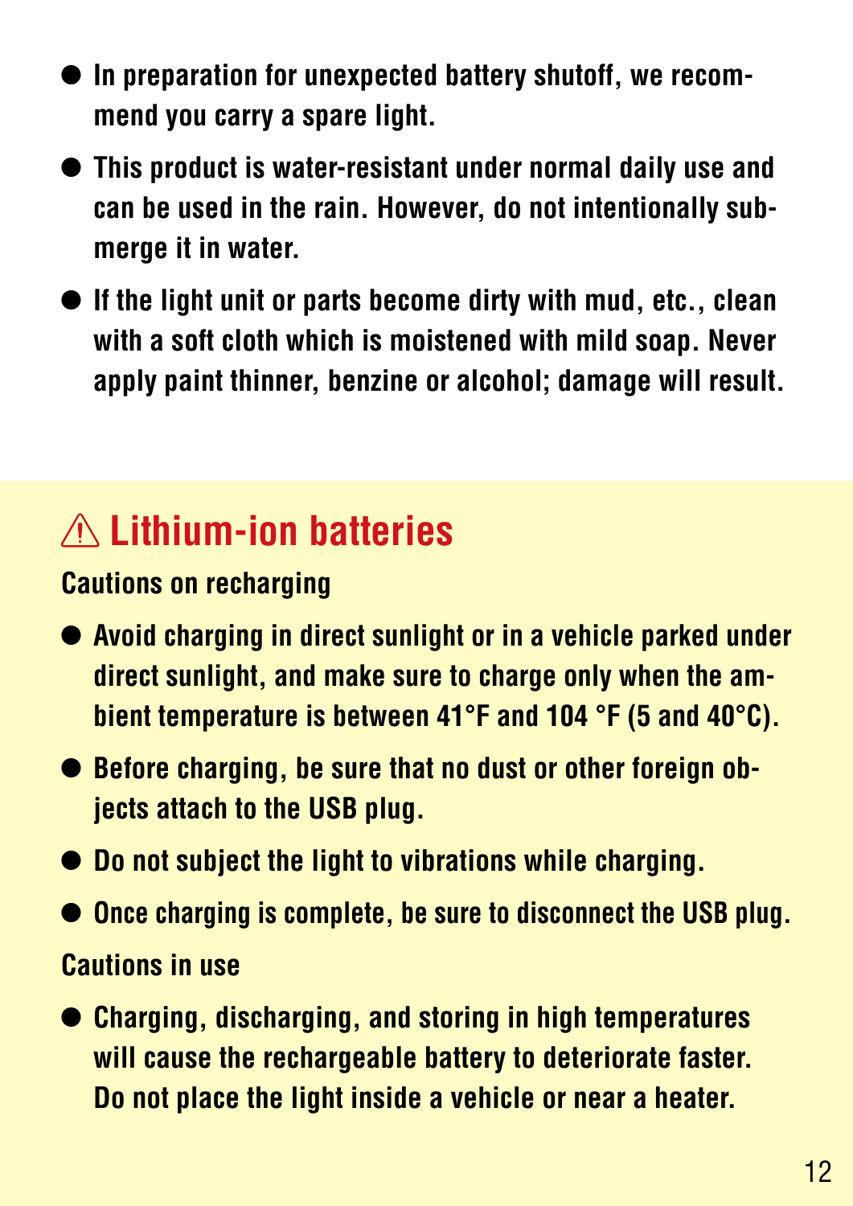- In preparation for unexpected battery shutoff, we recommend you carry a spare light.
- This product is water-resistant under normal daily use and can be used in the rain. However, do not intentionally submerge it in water.
- If the light unit or parts become dirty with mud, etc., clean with a soft cloth which is moistened with mild soap. Never apply paint thinner, benzine or alcohol; damage will result.

## ⚠ Lithium-ion batteries

### Cautions on recharging

- Avoid charging in direct sunlight or in a vehicle parked under direct sunlight, and make sure to charge only when the ambient temperature is between 41°F and 104 °F (5 and 40°C).
- Before charging, be sure that no dust or other foreign objects attach to the USB plug.
- Do not subject the light to vibrations while charging.
- Once charging is complete, be sure to disconnect the USB plug.

### Cautions in use

- Charging, discharging, and storing in high temperatures will cause the rechargeable battery to deteriorate faster. Do not place the light inside a vehicle or near a heater.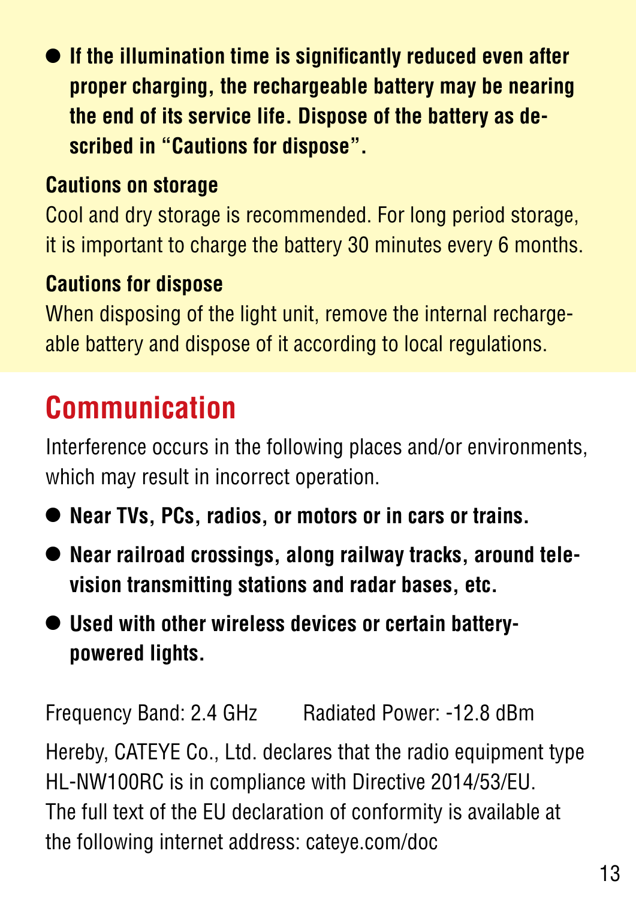- **If the illumination time is significantly reduced even after proper charging, the rechargeable battery may be nearing the end of its service life. Dispose of the battery as described in "Cautions for dispose".**

**Cautions on storage**

Cool and dry storage is recommended. For long period storage, it is important to charge the battery 30 minutes every 6 months.

**Cautions for dispose**

When disposing of the light unit, remove the internal rechargeable battery and dispose of it according to local regulations.

## Communication

Interference occurs in the following places and/or environments, which may result in incorrect operation.

- **Near TVs, PCs, radios, or motors or in cars or trains.**
- **Near railroad crossings, along railway tracks, around television transmitting stations and radar bases, etc.**
- **Used with other wireless devices or certain battery-powered lights.**

Frequency Band: 2.4 GHz     Radiated Power: -12.8 dBm

Hereby, CATEYE Co., Ltd. declares that the radio equipment type HL-NW100RC is in compliance with Directive 2014/53/EU.
The full text of the EU declaration of conformity is available at the following internet address: cateye.com/doc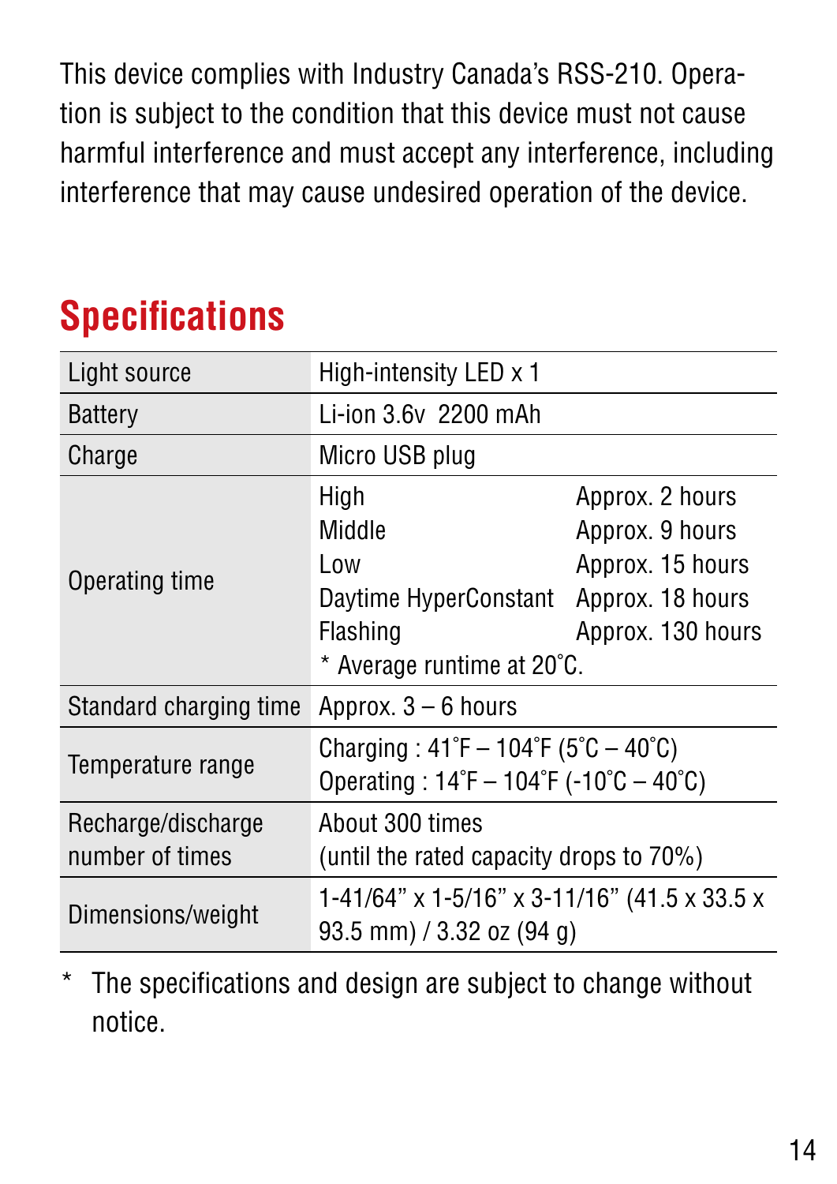This device complies with Industry Canada's RSS-210. Operation is subject to the condition that this device must not cause harmful interference and must accept any interference, including interference that may cause undesired operation of the device.

## Specifications

| | |
|---|---|
| Light source | High-intensity LED x 1 |
| Battery | Li-ion 3.6v 2200 mAh |
| Charge | Micro USB plug |
| Operating time | High Approx. 2 hours<br>Middle Approx. 9 hours<br>Low Approx. 15 hours<br>Daytime HyperConstant Approx. 18 hours<br>Flashing Approx. 130 hours<br>* Average runtime at 20˚C. |
| Standard charging time | Approx. 3 – 6 hours |
| Temperature range | Charging : 41˚F – 104˚F (5˚C – 40˚C)<br>Operating : 14˚F – 104˚F (-10˚C – 40˚C) |
| Recharge/discharge number of times | About 300 times<br>(until the rated capacity drops to 70%) |
| Dimensions/weight | 1-41/64" x 1-5/16" x 3-11/16" (41.5 x 33.5 x 93.5 mm) / 3.32 oz (94 g) |

* The specifications and design are subject to change without notice.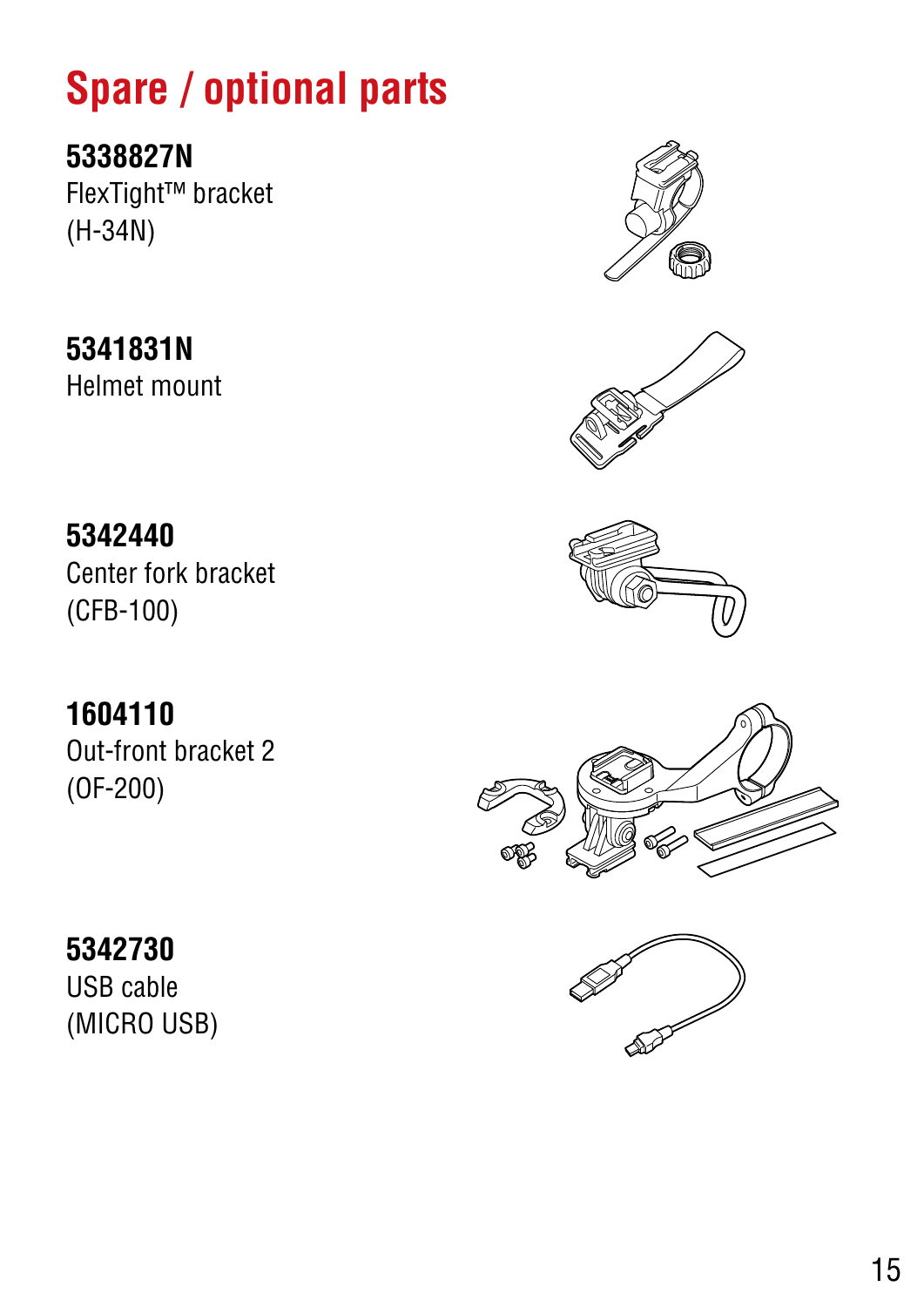# Spare / optional parts

**5338827N**
FlexTight™ bracket
(H-34N)

**5341831N**
Helmet mount

**5342440**
Center fork bracket
(CFB-100)

**1604110**
Out-front bracket 2
(OF-200)

**5342730**
USB cable
(MICRO USB)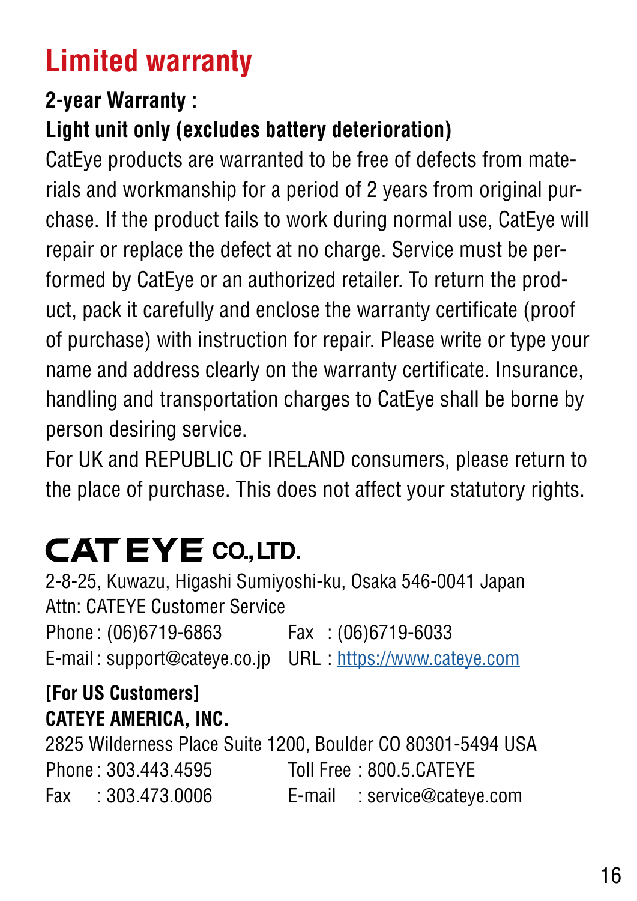# Limited warranty

**2-year Warranty :**

**Light unit only (excludes battery deterioration)**

CatEye products are warranted to be free of defects from materials and workmanship for a period of 2 years from original purchase. If the product fails to work during normal use, CatEye will repair or replace the defect at no charge. Service must be performed by CatEye or an authorized retailer. To return the product, pack it carefully and enclose the warranty certificate (proof of purchase) with instruction for repair. Please write or type your name and address clearly on the warranty certificate. Insurance, handling and transportation charges to CatEye shall be borne by person desiring service.

For UK and REPUBLIC OF IRELAND consumers, please return to the place of purchase. This does not affect your statutory rights.

## CATEYE CO., LTD.

2-8-25, Kuwazu, Higashi Sumiyoshi-ku, Osaka 546-0041 Japan
Attn: CATEYE Customer Service
Phone : (06)6719-6863 Fax : (06)6719-6033
E-mail : support@cateye.co.jp URL : https://www.cateye.com

**[For US Customers]**

**CATEYE AMERICA, INC.**

2825 Wilderness Place Suite 1200, Boulder CO 80301-5494 USA
Phone : 303.443.4595 Toll Free : 800.5.CATEYE
Fax : 303.473.0006 E-mail : service@cateye.com